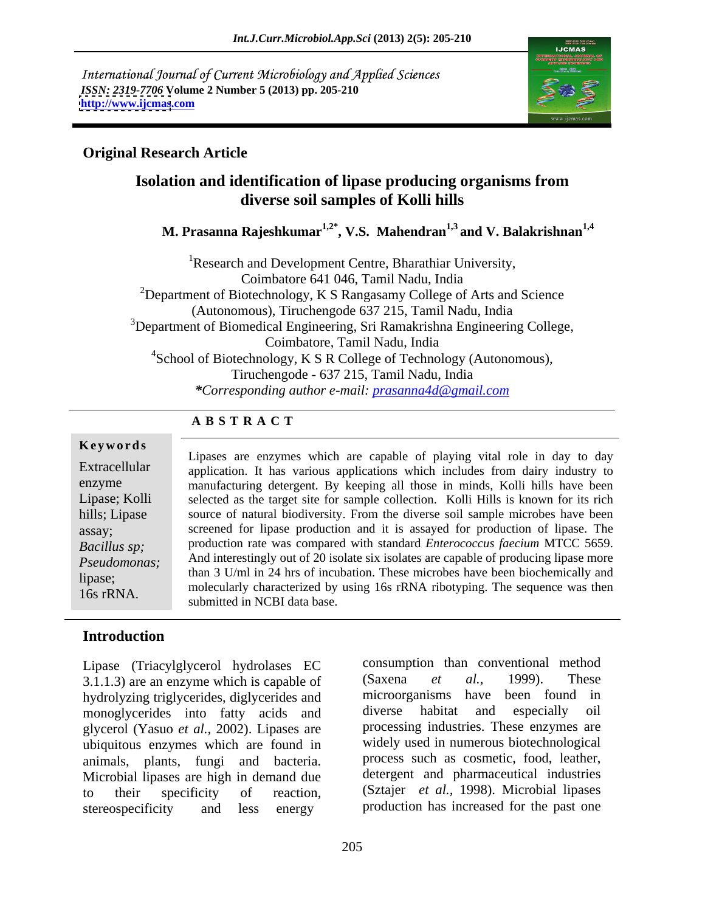International Journal of Current Microbiology and Applied Sciences
*ISSN: 2319-7706* **Volume 2 Number 5 (2013) pp. 205-210**
**http://www.ijcmas.com**

**Original Research Article**

# Isolation and identification of lipase producing organisms from diverse soil samples of Kolli hills

**M. Prasanna Rajeshkumar[1,2*], V.S. Mahendran[1,3] and V. Balakrishnan[1,4]**

[1]Research and Development Centre, Bharathiar University, Coimbatore 641 046, Tamil Nadu, India
[2]Department of Biotechnology, K S Rangasamy College of Arts and Science (Autonomous), Tiruchengode 637 215, Tamil Nadu, India
[3]Department of Biomedical Engineering, Sri Ramakrishna Engineering College, Coimbatore, Tamil Nadu, India
[4]School of Biotechnology, K S R College of Technology (Autonomous), Tiruchengode - 637 215, Tamil Nadu, India
***Corresponding author e-mail:** *prasanna4d@gmail.com*

## A B S T R A C T

**Keywords**

Extracellular enzyme Lipase; Kolli hills; Lipase assay; *Bacillus sp; Pseudomonas;* lipase; 16s rRNA.

Lipases are enzymes which are capable of playing vital role in day to day application. It has various applications which includes from dairy industry to manufacturing detergent. By keeping all those in minds, Kolli hills have been selected as the target site for sample collection. Kolli Hills is known for its rich source of natural biodiversity. From the diverse soil sample microbes have been screened for lipase production and it is assayed for production of lipase. The production rate was compared with standard *Enterococcus faecium* MTCC 5659. And interestingly out of 20 isolate six isolates are capable of producing lipase more than 3 U/ml in 24 hrs of incubation. These microbes have been biochemically and molecularly characterized by using 16s rRNA ribotyping. The sequence was then submitted in NCBI data base.

## Introduction

Lipase (Triacylglycerol hydrolases EC 3.1.1.3) are an enzyme which is capable of hydrolyzing triglycerides, diglycerides and monoglycerides into fatty acids and glycerol (Yasuo *et al.*, 2002). Lipases are ubiquitous enzymes which are found in animals, plants, fungi and bacteria. Microbial lipases are high in demand due to their specificity of reaction, stereospecificity and less energy consumption than conventional method (Saxena *et al.,* 1999). These microorganisms have been found in diverse habitat and especially oil processing industries. These enzymes are widely used in numerous biotechnological process such as cosmetic, food, leather, detergent and pharmaceutical industries (Sztajer *et al.,* 1998). Microbial lipases production has increased for the past one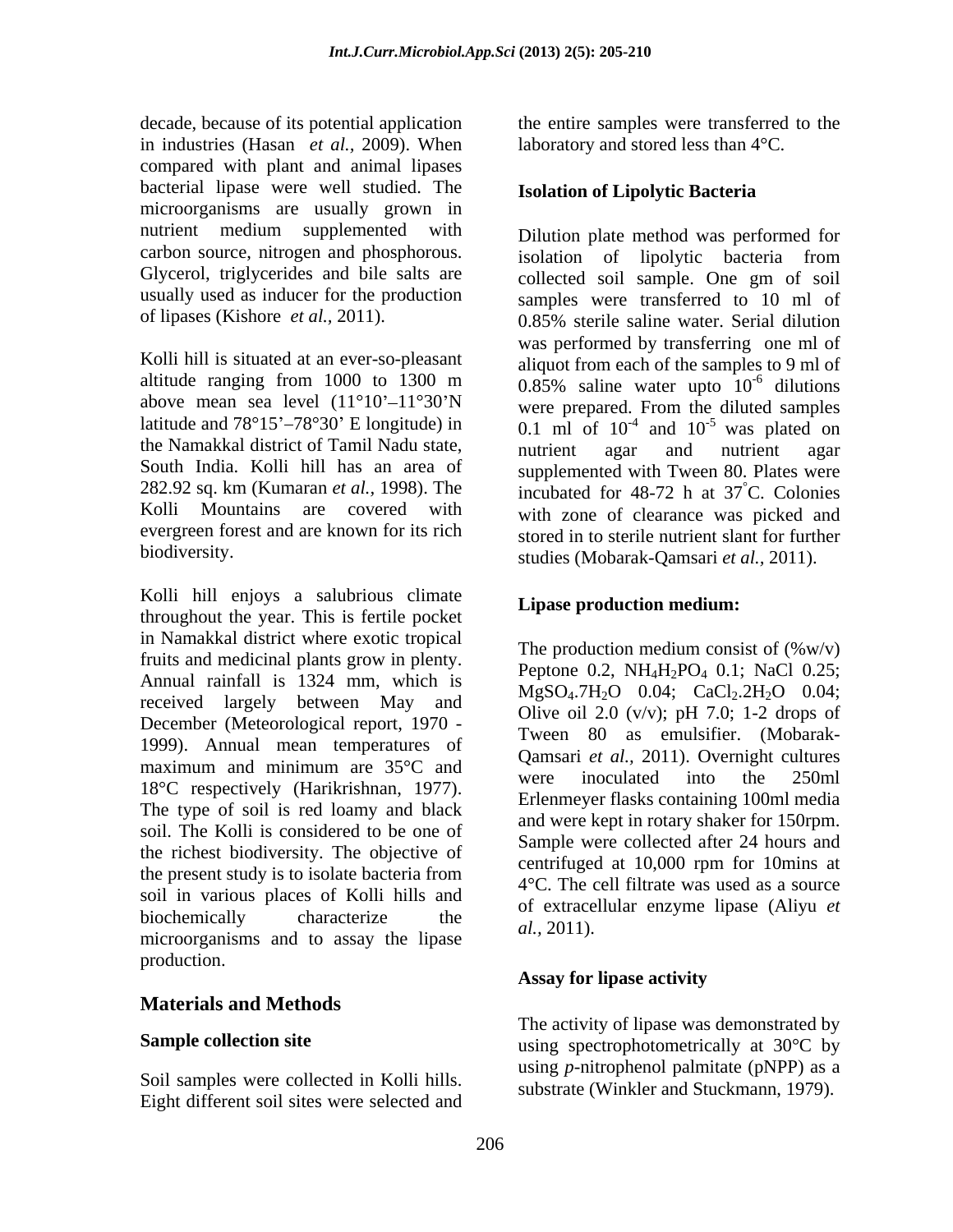decade, because of its potential application in industries (Hasan *et al.,* 2009). When compared with plant and animal lipases bacterial lipase were well studied. The microorganisms are usually grown in nutrient medium supplemented with carbon source, nitrogen and phosphorous. Glycerol, triglycerides and bile salts are usually used as inducer for the production of lipases (Kishore *et al.,* 2011).

Kolli hill is situated at an ever-so-pleasant altitude ranging from 1000 to 1300 m above mean sea level (11°10'–11°30'N latitude and 78°15'–78°30' E longitude) in the Namakkal district of Tamil Nadu state, South India. Kolli hill has an area of 282.92 sq. km (Kumaran *et al.,* 1998). The Kolli Mountains are covered with evergreen forest and are known for its rich biodiversity.

Kolli hill enjoys a salubrious climate throughout the year. This is fertile pocket in Namakkal district where exotic tropical fruits and medicinal plants grow in plenty. Annual rainfall is 1324 mm, which is received largely between May and December (Meteorological report, 1970 - 1999). Annual mean temperatures of maximum and minimum are 35°C and 18°C respectively (Harikrishnan, 1977). The type of soil is red loamy and black soil. The Kolli is considered to be one of the richest biodiversity. The objective of the present study is to isolate bacteria from soil in various places of Kolli hills and biochemically characterize the microorganisms and to assay the lipase production.

## Materials and Methods

### Sample collection site

Soil samples were collected in Kolli hills. Eight different soil sites were selected and the entire samples were transferred to the laboratory and stored less than 4°C.

### Isolation of Lipolytic Bacteria

Dilution plate method was performed for isolation of lipolytic bacteria from collected soil sample. One gm of soil samples were transferred to 10 ml of 0.85% sterile saline water. Serial dilution was performed by transferring one ml of aliquot from each of the samples to 9 ml of 0.85% saline water upto $10^{-6}$ dilutions were prepared. From the diluted samples 0.1 ml of $10^{-4}$ and $10^{-5}$ was plated on nutrient agar and nutrient agar supplemented with Tween 80. Plates were incubated for 48-72 h at 37°C. Colonies with zone of clearance was picked and stored in to sterile nutrient slant for further studies (Mobarak-Qamsari *et al.,* 2011).

### Lipase production medium:

The production medium consist of (%w/v) Peptone 0.2, $NH_4H_2PO_4$ 0.1; NaCl 0.25; $MgSO_4.7H_2O$ 0.04; $CaCl_2.2H_2O$ 0.04; Olive oil 2.0 (v/v); pH 7.0; 1-2 drops of Tween 80 as emulsifier. (Mobarak-Qamsari *et al.,* 2011). Overnight cultures were inoculated into the 250ml Erlenmeyer flasks containing 100ml media and were kept in rotary shaker for 150rpm. Sample were collected after 24 hours and centrifuged at 10,000 rpm for 10mins at 4°C. The cell filtrate was used as a source of extracellular enzyme lipase (Aliyu *et al.,* 2011).

### Assay for lipase activity

The activity of lipase was demonstrated by using spectrophotometrically at 30°C by using *p*-nitrophenol palmitate (pNPP) as a substrate (Winkler and Stuckmann, 1979).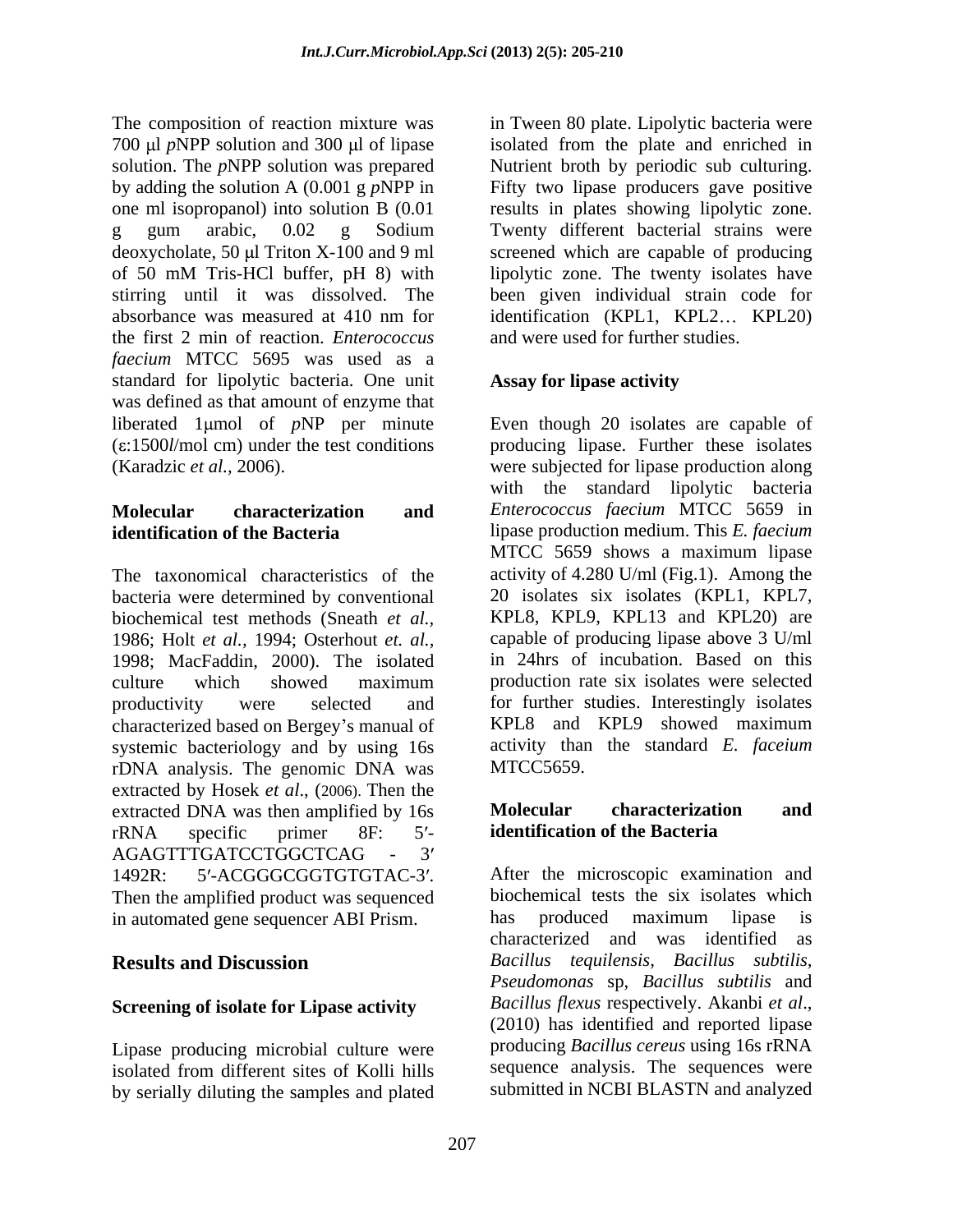The composition of reaction mixture was 700 μl *p*NPP solution and 300 μl of lipase solution. The *p*NPP solution was prepared by adding the solution A (0.001 g *p*NPP in one ml isopropanol) into solution B (0.01 g gum arabic, 0.02 g Sodium deoxycholate, 50 μl Triton X-100 and 9 ml of 50 mM Tris-HCl buffer, pH 8) with stirring until it was dissolved. The absorbance was measured at 410 nm for the first 2 min of reaction. *Enterococcus faecium* MTCC 5695 was used as a standard for lipolytic bacteria. One unit was defined as that amount of enzyme that liberated 1μmol of *p*NP per minute (ε:1500*l*/mol cm) under the test conditions (Karadzic *et al.,* 2006).

**Molecular characterization and identification of the Bacteria**

The taxonomical characteristics of the bacteria were determined by conventional biochemical test methods (Sneath *et al.,* 1986; Holt *et al.,* 1994; Osterhout *et. al.,* 1998; MacFaddin, 2000). The isolated culture which showed maximum productivity were selected and characterized based on Bergey's manual of systemic bacteriology and by using 16s rDNA analysis. The genomic DNA was extracted by Hosek *et al*., (2006). Then the extracted DNA was then amplified by 16s rRNA specific primer 8F: 5′-AGAGTTTGATCCTGGCTCAG - 3′ 1492R: 5′-ACGGGCGGTGTGTAC-3′. Then the amplified product was sequenced in automated gene sequencer ABI Prism.

## Results and Discussion

**Screening of isolate for Lipase activity**

Lipase producing microbial culture were isolated from different sites of Kolli hills by serially diluting the samples and plated in Tween 80 plate. Lipolytic bacteria were isolated from the plate and enriched in Nutrient broth by periodic sub culturing. Fifty two lipase producers gave positive results in plates showing lipolytic zone. Twenty different bacterial strains were screened which are capable of producing lipolytic zone. The twenty isolates have been given individual strain code for identification (KPL1, KPL2… KPL20) and were used for further studies.

**Assay for lipase activity**

Even though 20 isolates are capable of producing lipase. Further these isolates were subjected for lipase production along with the standard lipolytic bacteria *Enterococcus faecium* MTCC 5659 in lipase production medium. This *E. faecium* MTCC 5659 shows a maximum lipase activity of 4.280 U/ml (Fig.1). Among the 20 isolates six isolates (KPL1, KPL7, KPL8, KPL9, KPL13 and KPL20) are capable of producing lipase above 3 U/ml in 24hrs of incubation. Based on this production rate six isolates were selected for further studies. Interestingly isolates KPL8 and KPL9 showed maximum activity than the standard *E. faceium* MTCC5659.

**Molecular characterization and identification of the Bacteria**

After the microscopic examination and biochemical tests the six isolates which has produced maximum lipase is characterized and was identified as *Bacillus tequilensis*, *Bacillus subtilis*, *Pseudomonas* sp, *Bacillus subtilis* and *Bacillus flexus* respectively. Akanbi *et al*., (2010) has identified and reported lipase producing *Bacillus cereus* using 16s rRNA sequence analysis. The sequences were submitted in NCBI BLASTN and analyzed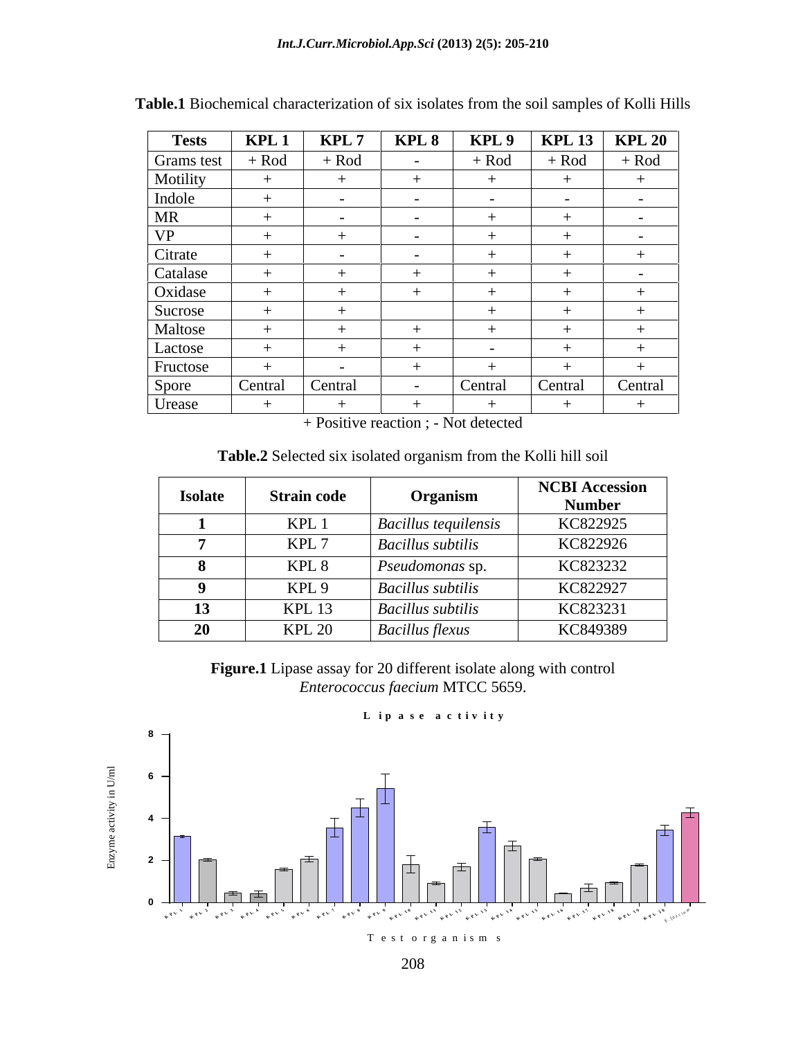**Table.1** Biochemical characterization of six isolates from the soil samples of Kolli Hills

| Tests | KPL 1 | KPL 7 | KPL 8 | KPL 9 | KPL 13 | KPL 20 |
|---|---|---|---|---|---|---|
| Grams test | + Rod | + Rod | - | + Rod | + Rod | + Rod |
| Motility | + | + | + | + | + | + |
| Indole | + | - | - | - | - | - |
| MR | + | - | - | + | + | - |
| VP | + | + | - | + | + | - |
| Citrate | + | - | - | + | + | + |
| Catalase | + | + | + | + | + | - |
| Oxidase | + | + | + | + | + | + |
| Sucrose | + | + | | + | + | + |
| Maltose | + | + | + | + | + | + |
| Lactose | + | + | + | - | + | + |
| Fructose | + | - | + | + | + | + |
| Spore | Central | Central | - | Central | Central | Central |
| Urease | + | + | + | + | + | + |

+ Positive reaction ; - Not detected

**Table.2** Selected six isolated organism from the Kolli hill soil

| Isolate | Strain code | Organism | NCBI Accession Number |
|---|---|---|---|
| **1** | KPL 1 | *Bacillus tequilensis* | KC822925 |
| **7** | KPL 7 | *Bacillus subtilis* | KC822926 |
| **8** | KPL 8 | *Pseudomonas* sp. | KC823232 |
| **9** | KPL 9 | *Bacillus subtilis* | KC822927 |
| **13** | KPL 13 | *Bacillus subtilis* | KC823231 |
| **20** | KPL 20 | *Bacillus flexus* | KC849389 |

**Figure.1** Lipase assay for 20 different isolate along with control *Enterococcus faecium* MTCC 5659.

Lipase activity

Enzyme activity in U/ml

Test organisms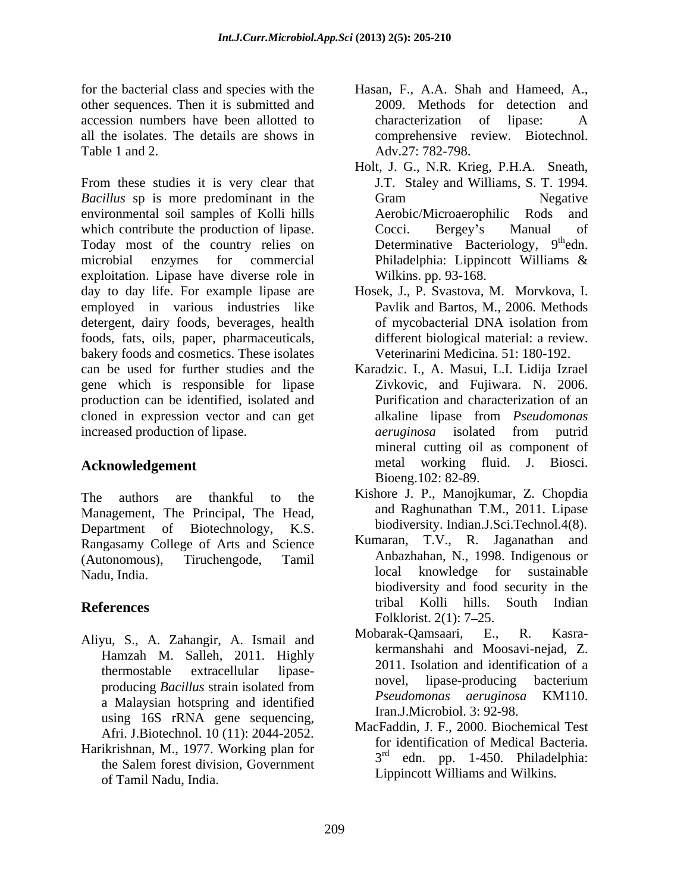for the bacterial class and species with the other sequences. Then it is submitted and accession numbers have been allotted to all the isolates. The details are shows in Table 1 and 2.

From these studies it is very clear that *Bacillus* sp is more predominant in the environmental soil samples of Kolli hills which contribute the production of lipase. Today most of the country relies on microbial enzymes for commercial exploitation. Lipase have diverse role in day to day life. For example lipase are employed in various industries like detergent, dairy foods, beverages, health foods, fats, oils, paper, pharmaceuticals, bakery foods and cosmetics. These isolates can be used for further studies and the gene which is responsible for lipase production can be identified, isolated and cloned in expression vector and can get increased production of lipase.

## Acknowledgement

The authors are thankful to the Management, The Principal, The Head, Department of Biotechnology, K.S. Rangasamy College of Arts and Science (Autonomous), Tiruchengode, Tamil Nadu, India.

## References

Aliyu, S., A. Zahangir, A. Ismail and Hamzah M. Salleh, 2011. Highly thermostable extracellular lipase-producing *Bacillus* strain isolated from a Malaysian hotspring and identified using 16S rRNA gene sequencing, Afri. J.Biotechnol. 10 (11): 2044-2052.

Harikrishnan, M., 1977. Working plan for the Salem forest division, Government of Tamil Nadu, India.

Hasan, F., A.A. Shah and Hameed, A., 2009. Methods for detection and characterization of lipase: A comprehensive review. Biotechnol. Adv.27: 782-798.

Holt, J. G., N.R. Krieg, P.H.A. Sneath, J.T. Staley and Williams, S. T. 1994. Gram Negative Aerobic/Microaerophilic Rods and Cocci. Bergey's Manual of Determinative Bacteriology, 9th edn. Philadelphia: Lippincott Williams & Wilkins. pp. 93-168.

Hosek, J., P. Svastova, M. Morvkova, I. Pavlik and Bartos, M., 2006. Methods of mycobacterial DNA isolation from different biological material: a review. Veterinarini Medicina. 51: 180-192.

Karadzic. I., A. Masui, L.I. Lidija Izrael Zivkovic, and Fujiwara. N. 2006. Purification and characterization of an alkaline lipase from *Pseudomonas aeruginosa* isolated from putrid mineral cutting oil as component of metal working fluid. J. Biosci. Bioeng.102: 82-89.

Kishore J. P., Manojkumar, Z. Chopdia and Raghunathan T.M., 2011. Lipase biodiversity. Indian.J.Sci.Technol.4(8).

Kumaran, T.V., R. Jaganathan and Anbazhahan, N., 1998. Indigenous or local knowledge for sustainable biodiversity and food security in the tribal Kolli hills. South Indian Folklorist. 2(1): 7–25.

Mobarak-Qamsaari, E., R. Kasra-kermanshahi and Moosavi-nejad, Z. 2011. Isolation and identification of a novel, lipase-producing bacterium *Pseudomonas aeruginosa* KM110. Iran.J.Microbiol. 3: 92-98.

MacFaddin, J. F., 2000. Biochemical Test for identification of Medical Bacteria. 3rd edn. pp. 1-450. Philadelphia: Lippincott Williams and Wilkins.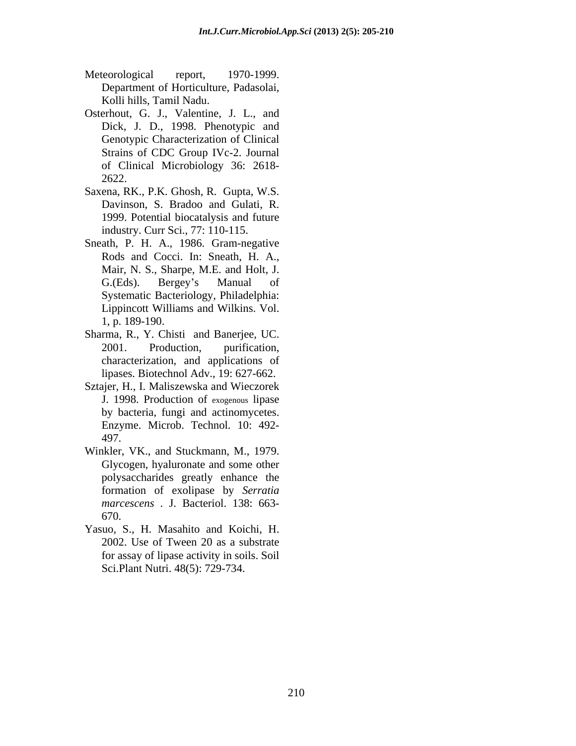Meteorological report, 1970-1999. Department of Horticulture, Padasolai, Kolli hills, Tamil Nadu.

Osterhout, G. J., Valentine, J. L., and Dick, J. D., 1998. Phenotypic and Genotypic Characterization of Clinical Strains of CDC Group IVc-2. Journal of Clinical Microbiology 36: 2618-2622.

Saxena, RK., P.K. Ghosh, R. Gupta, W.S. Davinson, S. Bradoo and Gulati, R. 1999. Potential biocatalysis and future industry. Curr Sci., 77: 110-115.

Sneath, P. H. A., 1986. Gram-negative Rods and Cocci. In: Sneath, H. A., Mair, N. S., Sharpe, M.E. and Holt, J. G.(Eds). Bergey's Manual of Systematic Bacteriology, Philadelphia: Lippincott Williams and Wilkins. Vol. 1, p. 189-190.

Sharma, R., Y. Chisti and Banerjee, UC. 2001. Production, purification, characterization, and applications of lipases. Biotechnol Adv., 19: 627-662.

Sztajer, H., I. Maliszewska and Wieczorek J. 1998. Production of exogenous lipase by bacteria, fungi and actinomycetes. Enzyme. Microb. Technol. 10: 492-497.

Winkler, VK., and Stuckmann, M., 1979. Glycogen, hyaluronate and some other polysaccharides greatly enhance the formation of exolipase by *Serratia marcescens* . J. Bacteriol. 138: 663-670.

Yasuo, S., H. Masahito and Koichi, H. 2002. Use of Tween 20 as a substrate for assay of lipase activity in soils. Soil Sci.Plant Nutri. 48(5): 729-734.